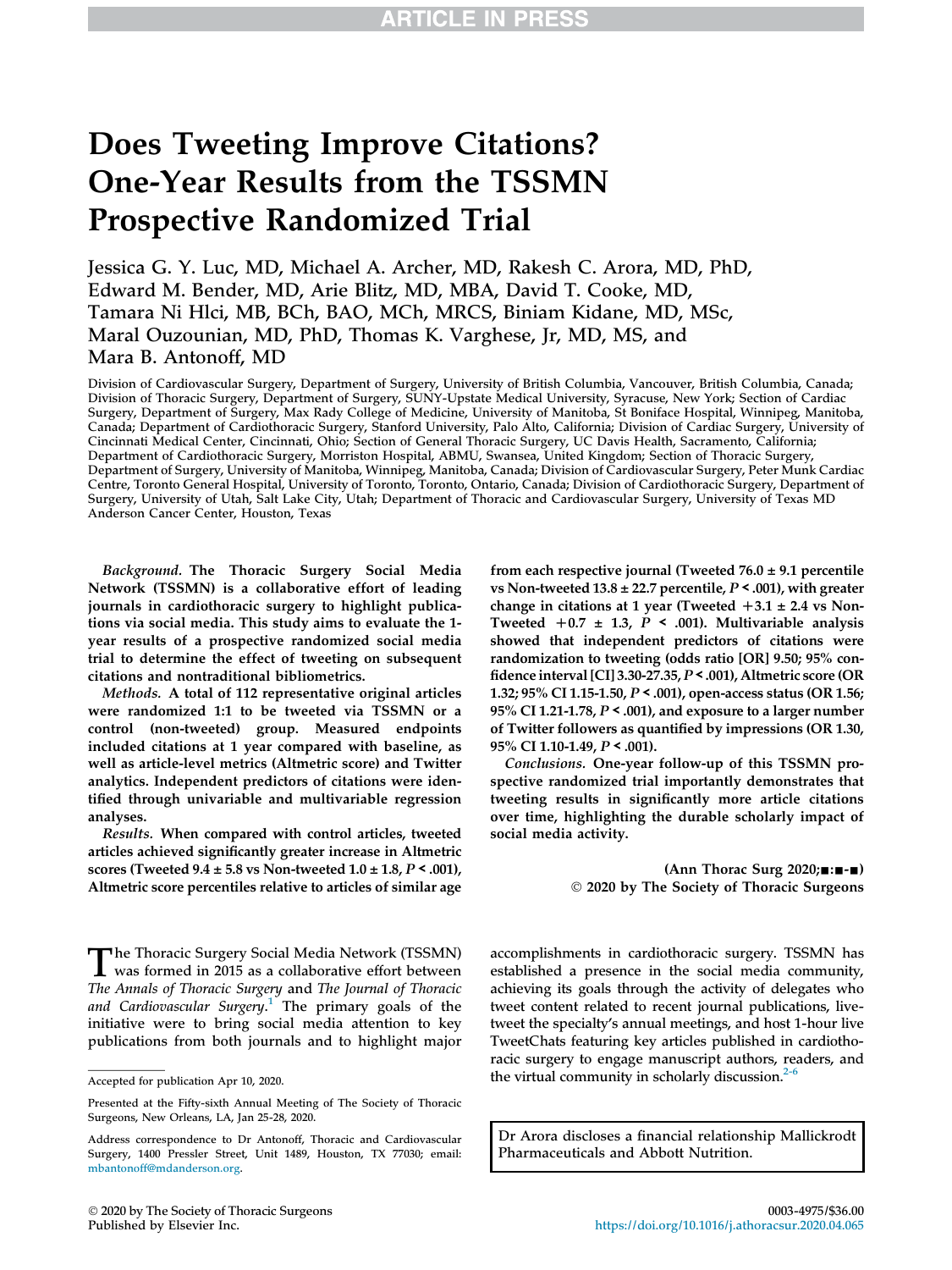# Does Tweeting Improve Citations? One-Year Results from the TSSMN Prospective Randomized Trial

Jessica G. Y. Luc, MD, Michael A. Archer, MD, Rakesh C. Arora, MD, PhD, Edward M. Bender, MD, Arie Blitz, MD, MBA, David T. Cooke, MD, Tamara Ni Hlci, MB, BCh, BAO, MCh, MRCS, Biniam Kidane, MD, MSc, Maral Ouzounian, MD, PhD, Thomas K. Varghese, Jr, MD, MS, and Mara B. Antonoff, MD

Division of Cardiovascular Surgery, Department of Surgery, University of British Columbia, Vancouver, British Columbia, Canada; Division of Thoracic Surgery, Department of Surgery, SUNY-Upstate Medical University, Syracuse, New York; Section of Cardiac Surgery, Department of Surgery, Max Rady College of Medicine, University of Manitoba, St Boniface Hospital, Winnipeg, Manitoba, Canada; Department of Cardiothoracic Surgery, Stanford University, Palo Alto, California; Division of Cardiac Surgery, University of Cincinnati Medical Center, Cincinnati, Ohio; Section of General Thoracic Surgery, UC Davis Health, Sacramento, California; Department of Cardiothoracic Surgery, Morriston Hospital, ABMU, Swansea, United Kingdom; Section of Thoracic Surgery, Department of Surgery, University of Manitoba, Winnipeg, Manitoba, Canada; Division of Cardiovascular Surgery, Peter Munk Cardiac Centre, Toronto General Hospital, University of Toronto, Toronto, Ontario, Canada; Division of Cardiothoracic Surgery, Department of Surgery, University of Utah, Salt Lake City, Utah; Department of Thoracic and Cardiovascular Surgery, University of Texas MD Anderson Cancer Center, Houston, Texas

***Background.*** **The Thoracic Surgery Social Media Network (TSSMN) is a collaborative effort of leading journals in cardiothoracic surgery to highlight publications via social media. This study aims to evaluate the 1-year results of a prospective randomized social media trial to determine the effect of tweeting on subsequent citations and nontraditional bibliometrics.**

***Methods.*** **A total of 112 representative original articles were randomized 1:1 to be tweeted via TSSMN or a control (non-tweeted) group. Measured endpoints included citations at 1 year compared with baseline, as well as article-level metrics (Altmetric score) and Twitter analytics. Independent predictors of citations were identified through univariable and multivariable regression analyses.**

***Results.*** **When compared with control articles, tweeted articles achieved significantly greater increase in Altmetric scores (Tweeted 9.4 ± 5.8 vs Non-tweeted 1.0 ± 1.8, $P < .001$), Altmetric score percentiles relative to articles of similar age from each respective journal (Tweeted 76.0 ± 9.1 percentile vs Non-tweeted 13.8 ± 22.7 percentile, $P < .001$), with greater change in citations at 1 year (Tweeted +3.1 ± 2.4 vs Non-Tweeted +0.7 ± 1.3, $P < .001$). Multivariable analysis showed that independent predictors of citations were randomization to tweeting (odds ratio [OR] 9.50; 95% confidence interval [CI] 3.30-27.35, $P < .001$), Altmetric score (OR 1.32; 95% CI 1.15-1.50, $P < .001$), open-access status (OR 1.56; 95% CI 1.21-1.78, $P < .001$), and exposure to a larger number of Twitter followers as quantified by impressions (OR 1.30, 95% CI 1.10-1.49, $P < .001$).**

***Conclusions.*** **One-year follow-up of this TSSMN prospective randomized trial importantly demonstrates that tweeting results in significantly more article citations over time, highlighting the durable scholarly impact of social media activity.**

(Ann Thorac Surg 2020;■:■-■)
© 2020 by The Society of Thoracic Surgeons

The Thoracic Surgery Social Media Network (TSSMN) was formed in 2015 as a collaborative effort between *The Annals of Thoracic Surgery* and *The Journal of Thoracic and Cardiovascular Surgery*.[1] The primary goals of the initiative were to bring social media attention to key publications from both journals and to highlight major accomplishments in cardiothoracic surgery. TSSMN has established a presence in the social media community, achieving its goals through the activity of delegates who tweet content related to recent journal publications, live-tweet the specialty's annual meetings, and host 1-hour live TweetChats featuring key articles published in cardiothoracic surgery to engage manuscript authors, readers, and the virtual community in scholarly discussion.[2-6]

Accepted for publication Apr 10, 2020.

Presented at the Fifty-sixth Annual Meeting of The Society of Thoracic Surgeons, New Orleans, LA, Jan 25-28, 2020.

Address correspondence to Dr Antonoff, Thoracic and Cardiovascular Surgery, 1400 Pressler Street, Unit 1489, Houston, TX 77030; email: mbantonoff@mdanderson.org.

Dr Arora discloses a financial relationship Mallickrodt Pharmaceuticals and Abbott Nutrition.

© 2020 by The Society of Thoracic Surgeons
Published by Elsevier Inc.

0003-4975/$36.00
https://doi.org/10.1016/j.athoracsur.2020.04.065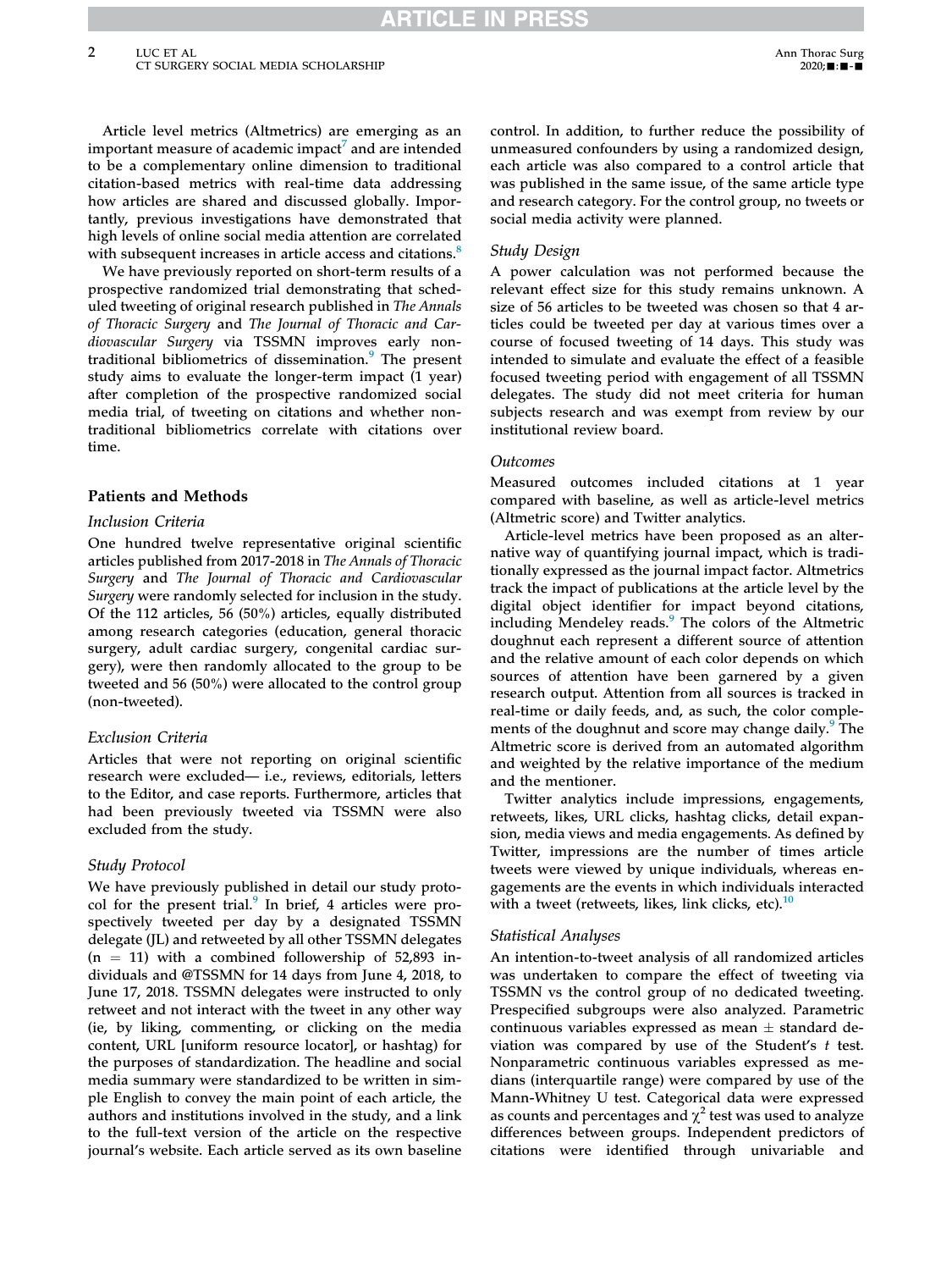Article level metrics (Altmetrics) are emerging as an important measure of academic impact[7] and are intended to be a complementary online dimension to traditional citation-based metrics with real-time data addressing how articles are shared and discussed globally. Importantly, previous investigations have demonstrated that high levels of online social media attention are correlated with subsequent increases in article access and citations.[8]

We have previously reported on short-term results of a prospective randomized trial demonstrating that scheduled tweeting of original research published in *The Annals of Thoracic Surgery* and *The Journal of Thoracic and Cardiovascular Surgery* via TSSMN improves early non-traditional bibliometrics of dissemination.[9] The present study aims to evaluate the longer-term impact (1 year) after completion of the prospective randomized social media trial, of tweeting on citations and whether non-traditional bibliometrics correlate with citations over time.

## Patients and Methods

### Inclusion Criteria

One hundred twelve representative original scientific articles published from 2017-2018 in *The Annals of Thoracic Surgery* and *The Journal of Thoracic and Cardiovascular Surgery* were randomly selected for inclusion in the study. Of the 112 articles, 56 (50%) articles, equally distributed among research categories (education, general thoracic surgery, adult cardiac surgery, congenital cardiac surgery), were then randomly allocated to the group to be tweeted and 56 (50%) were allocated to the control group (non-tweeted).

### Exclusion Criteria

Articles that were not reporting on original scientific research were excluded— i.e., reviews, editorials, letters to the Editor, and case reports. Furthermore, articles that had been previously tweeted via TSSMN were also excluded from the study.

### Study Protocol

We have previously published in detail our study protocol for the present trial.[9] In brief, 4 articles were prospectively tweeted per day by a designated TSSMN delegate (JL) and retweeted by all other TSSMN delegates (n = 11) with a combined followership of 52,893 individuals and @TSSMN for 14 days from June 4, 2018, to June 17, 2018. TSSMN delegates were instructed to only retweet and not interact with the tweet in any other way (ie, by liking, commenting, or clicking on the media content, URL [uniform resource locator], or hashtag) for the purposes of standardization. The headline and social media summary were standardized to be written in simple English to convey the main point of each article, the authors and institutions involved in the study, and a link to the full-text version of the article on the respective journal's website. Each article served as its own baseline control. In addition, to further reduce the possibility of unmeasured confounders by using a randomized design, each article was also compared to a control article that was published in the same issue, of the same article type and research category. For the control group, no tweets or social media activity were planned.

### Study Design

A power calculation was not performed because the relevant effect size for this study remains unknown. A size of 56 articles to be tweeted was chosen so that 4 articles could be tweeted per day at various times over a course of focused tweeting of 14 days. This study was intended to simulate and evaluate the effect of a feasible focused tweeting period with engagement of all TSSMN delegates. The study did not meet criteria for human subjects research and was exempt from review by our institutional review board.

### Outcomes

Measured outcomes included citations at 1 year compared with baseline, as well as article-level metrics (Altmetric score) and Twitter analytics.

Article-level metrics have been proposed as an alternative way of quantifying journal impact, which is traditionally expressed as the journal impact factor. Altmetrics track the impact of publications at the article level by the digital object identifier for impact beyond citations, including Mendeley reads.[9] The colors of the Altmetric doughnut each represent a different source of attention and the relative amount of each color depends on which sources of attention have been garnered by a given research output. Attention from all sources is tracked in real-time or daily feeds, and, as such, the color complements of the doughnut and score may change daily.[9] The Altmetric score is derived from an automated algorithm and weighted by the relative importance of the medium and the mentioner.

Twitter analytics include impressions, engagements, retweets, likes, URL clicks, hashtag clicks, detail expansion, media views and media engagements. As defined by Twitter, impressions are the number of times article tweets were viewed by unique individuals, whereas engagements are the events in which individuals interacted with a tweet (retweets, likes, link clicks, etc).[10]

### Statistical Analyses

An intention-to-tweet analysis of all randomized articles was undertaken to compare the effect of tweeting via TSSMN vs the control group of no dedicated tweeting. Prespecified subgroups were also analyzed. Parametric continuous variables expressed as mean ± standard deviation was compared by use of the Student's *t* test. Nonparametric continuous variables expressed as medians (interquartile range) were compared by use of the Mann-Whitney U test. Categorical data were expressed as counts and percentages and $\chi^2$ test was used to analyze differences between groups. Independent predictors of citations were identified through univariable and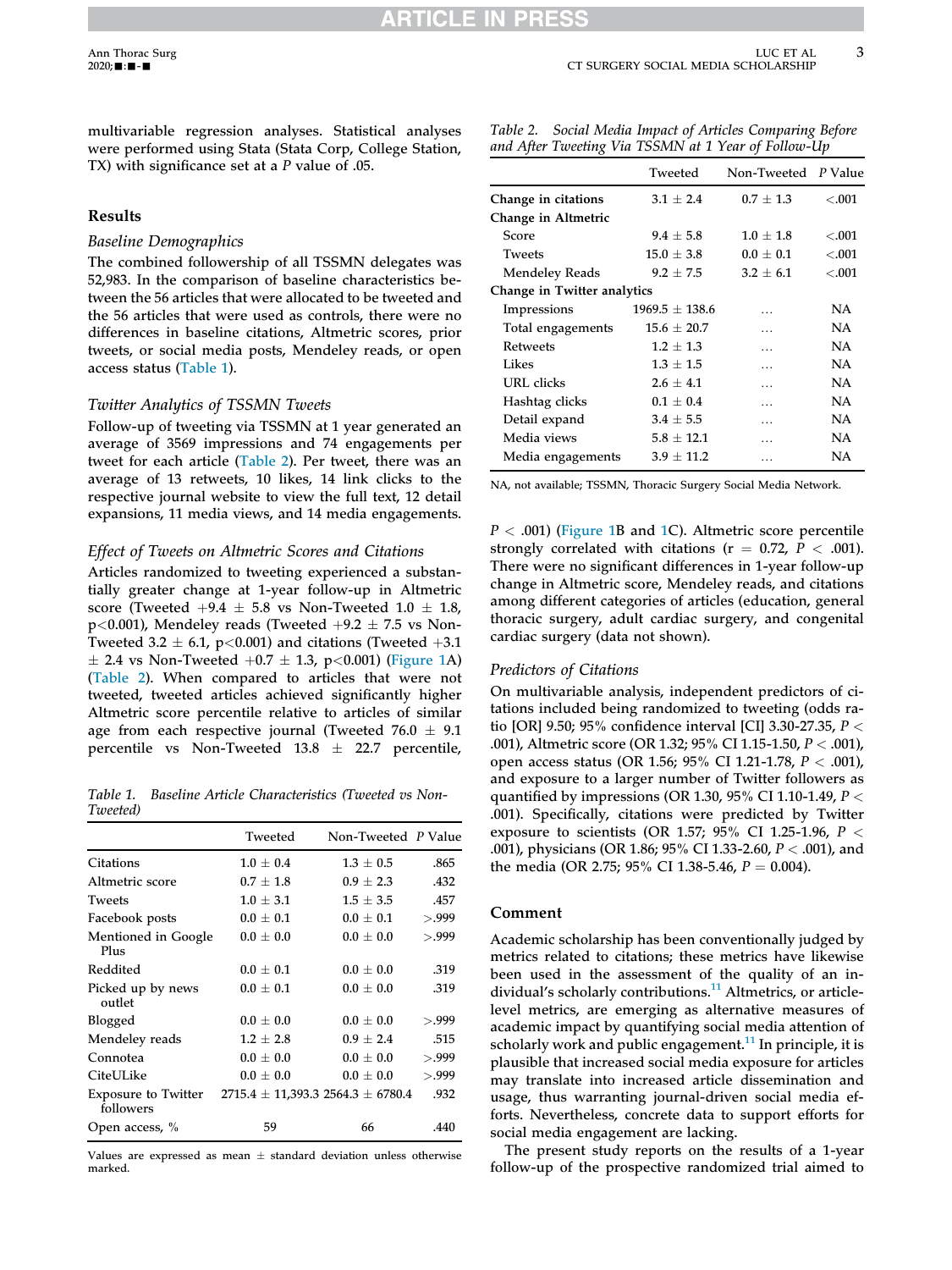multivariable regression analyses. Statistical analyses were performed using Stata (Stata Corp, College Station, TX) with significance set at a P value of .05.

## Results

### Baseline Demographics

The combined followership of all TSSMN delegates was 52,983. In the comparison of baseline characteristics between the 56 articles that were allocated to be tweeted and the 56 articles that were used as controls, there were no differences in baseline citations, Altmetric scores, prior tweets, or social media posts, Mendeley reads, or open access status (Table 1).

### Twitter Analytics of TSSMN Tweets

Follow-up of tweeting via TSSMN at 1 year generated an average of 3569 impressions and 74 engagements per tweet for each article (Table 2). Per tweet, there was an average of 13 retweets, 10 likes, 14 link clicks to the respective journal website to view the full text, 12 detail expansions, 11 media views, and 14 media engagements.

### Effect of Tweets on Altmetric Scores and Citations

Articles randomized to tweeting experienced a substantially greater change at 1-year follow-up in Altmetric score (Tweeted +9.4 ± 5.8 vs Non-Tweeted 1.0 ± 1.8, $p<0.001$), Mendeley reads (Tweeted +9.2 ± 7.5 vs Non-Tweeted 3.2 ± 6.1, $p<0.001$) and citations (Tweeted +3.1 ± 2.4 vs Non-Tweeted +0.7 ± 1.3, $p<0.001$) (Figure 1A) (Table 2). When compared to articles that were not tweeted, tweeted articles achieved significantly higher Altmetric score percentile relative to articles of similar age from each respective journal (Tweeted 76.0 ± 9.1 percentile vs Non-Tweeted 13.8 ± 22.7 percentile, $P < .001$) (Figure 1B and 1C). Altmetric score percentile strongly correlated with citations ($r = 0.72$, $P < .001$). There were no significant differences in 1-year follow-up change in Altmetric score, Mendeley reads, and citations among different categories of articles (education, general thoracic surgery, adult cardiac surgery, and congenital cardiac surgery (data not shown).

Table 1. Baseline Article Characteristics (Tweeted vs Non-Tweeted)

| | Tweeted | Non-Tweeted | P Value |
|---|---|---|---|
| Citations | 1.0 ± 0.4 | 1.3 ± 0.5 | .865 |
| Altmetric score | 0.7 ± 1.8 | 0.9 ± 2.3 | .432 |
| Tweets | 1.0 ± 3.1 | 1.5 ± 3.5 | .457 |
| Facebook posts | 0.0 ± 0.1 | 0.0 ± 0.1 | >.999 |
| Mentioned in Google Plus | 0.0 ± 0.0 | 0.0 ± 0.0 | >.999 |
| Reddited | 0.0 ± 0.1 | 0.0 ± 0.0 | .319 |
| Picked up by news outlet | 0.0 ± 0.1 | 0.0 ± 0.0 | .319 |
| Blogged | 0.0 ± 0.0 | 0.0 ± 0.0 | >.999 |
| Mendeley reads | 1.2 ± 2.8 | 0.9 ± 2.4 | .515 |
| Connotea | 0.0 ± 0.0 | 0.0 ± 0.0 | >.999 |
| CiteULike | 0.0 ± 0.0 | 0.0 ± 0.0 | >.999 |
| Exposure to Twitter followers | 2715.4 ± 11,393.3 | 2564.3 ± 6780.4 | .932 |
| Open access, % | 59 | 66 | .440 |

Values are expressed as mean ± standard deviation unless otherwise marked.

Table 2. Social Media Impact of Articles Comparing Before and After Tweeting Via TSSMN at 1 Year of Follow-Up

| | Tweeted | Non-Tweeted | P Value |
|---|---|---|---|
| Change in citations | 3.1 ± 2.4 | 0.7 ± 1.3 | <.001 |
| Change in Altmetric | | | |
| Score | 9.4 ± 5.8 | 1.0 ± 1.8 | <.001 |
| Tweets | 15.0 ± 3.8 | 0.0 ± 0.1 | <.001 |
| Mendeley Reads | 9.2 ± 7.5 | 3.2 ± 6.1 | <.001 |
| Change in Twitter analytics | | | |
| Impressions | 1969.5 ± 138.6 | … | NA |
| Total engagements | 15.6 ± 20.7 | … | NA |
| Retweets | 1.2 ± 1.3 | … | NA |
| Likes | 1.3 ± 1.5 | … | NA |
| URL clicks | 2.6 ± 4.1 | … | NA |
| Hashtag clicks | 0.1 ± 0.4 | … | NA |
| Detail expand | 3.4 ± 5.5 | … | NA |
| Media views | 5.8 ± 12.1 | … | NA |
| Media engagements | 3.9 ± 11.2 | … | NA |

NA, not available; TSSMN, Thoracic Surgery Social Media Network.

### Predictors of Citations

On multivariable analysis, independent predictors of citations included being randomized to tweeting (odds ratio [OR] 9.50; 95% confidence interval [CI] 3.30-27.35, $P < .001$), Altmetric score (OR 1.32; 95% CI 1.15-1.50, $P < .001$), open access status (OR 1.56; 95% CI 1.21-1.78, $P < .001$), and exposure to a larger number of Twitter followers as quantified by impressions (OR 1.30, 95% CI 1.10-1.49, $P < .001$). Specifically, citations were predicted by Twitter exposure to scientists (OR 1.57; 95% CI 1.25-1.96, $P < .001$), physicians (OR 1.86; 95% CI 1.33-2.60, $P < .001$), and the media (OR 2.75; 95% CI 1.38-5.46, $P = 0.004$).

## Comment

Academic scholarship has been conventionally judged by metrics related to citations; these metrics have likewise been used in the assessment of the quality of an individual's scholarly contributions.[11] Altmetrics, or article-level metrics, are emerging as alternative measures of academic impact by quantifying social media attention of scholarly work and public engagement.[11] In principle, it is plausible that increased social media exposure for articles may translate into increased article dissemination and usage, thus warranting journal-driven social media efforts. Nevertheless, concrete data to support efforts for social media engagement are lacking.

The present study reports on the results of a 1-year follow-up of the prospective randomized trial aimed to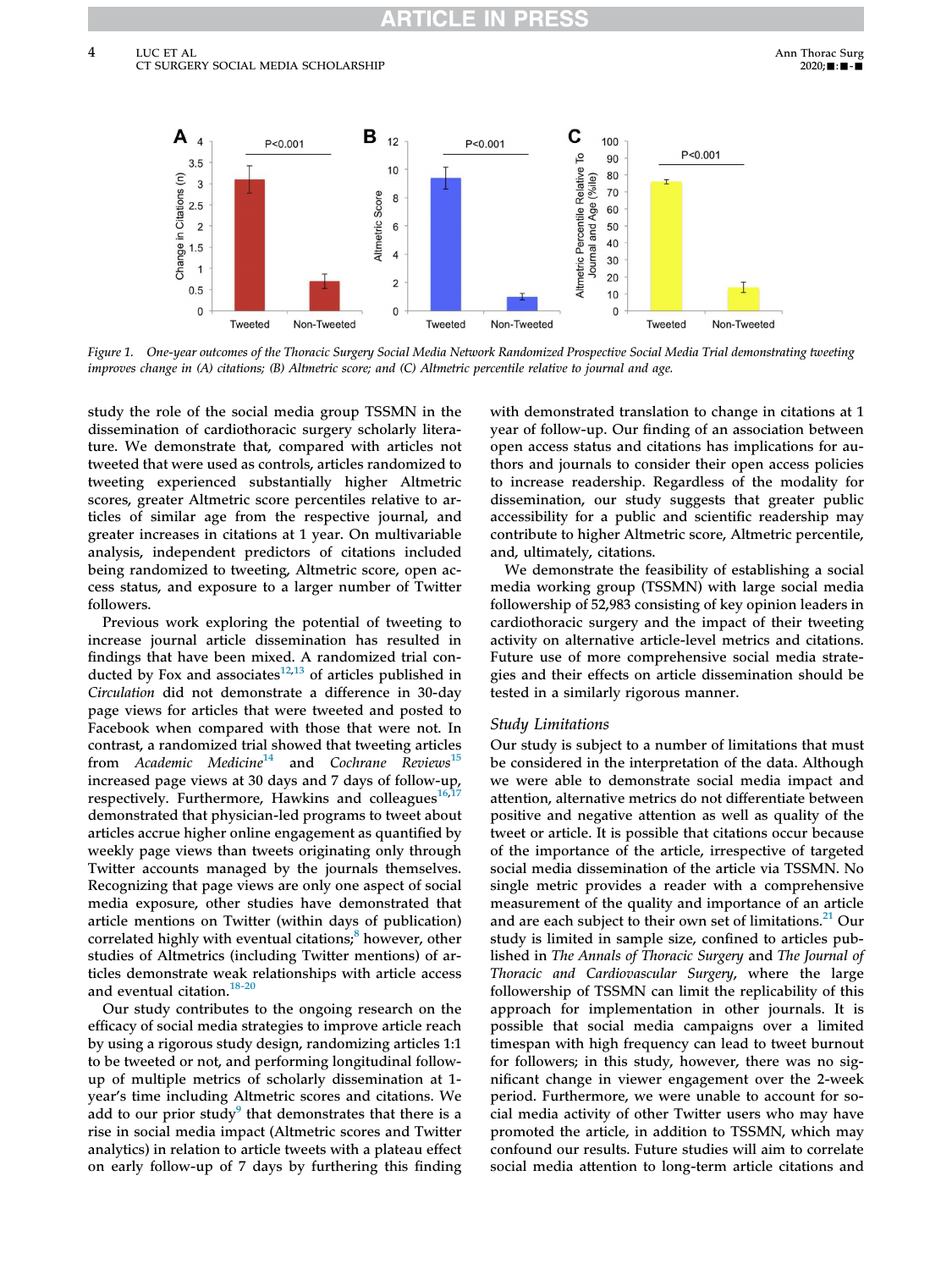Figure 1. One-year outcomes of the Thoracic Surgery Social Media Network Randomized Prospective Social Media Trial demonstrating tweeting improves change in (A) citations; (B) Altmetric score; and (C) Altmetric percentile relative to journal and age.

study the role of the social media group TSSMN in the dissemination of cardiothoracic surgery scholarly literature. We demonstrate that, compared with articles not tweeted that were used as controls, articles randomized to tweeting experienced substantially higher Altmetric scores, greater Altmetric score percentiles relative to articles of similar age from the respective journal, and greater increases in citations at 1 year. On multivariable analysis, independent predictors of citations included being randomized to tweeting, Altmetric score, open access status, and exposure to a larger number of Twitter followers.

Previous work exploring the potential of tweeting to increase journal article dissemination has resulted in findings that have been mixed. A randomized trial conducted by Fox and associates[12,13] of articles published in *Circulation* did not demonstrate a difference in 30-day page views for articles that were tweeted and posted to Facebook when compared with those that were not. In contrast, a randomized trial showed that tweeting articles from *Academic Medicine*[14] and *Cochrane Reviews*[15] increased page views at 30 days and 7 days of follow-up, respectively. Furthermore, Hawkins and colleagues[16,17] demonstrated that physician-led programs to tweet about articles accrue higher online engagement as quantified by weekly page views than tweets originating only through Twitter accounts managed by the journals themselves. Recognizing that page views are only one aspect of social media exposure, other studies have demonstrated that article mentions on Twitter (within days of publication) correlated highly with eventual citations;[8] however, other studies of Altmetrics (including Twitter mentions) of articles demonstrate weak relationships with article access and eventual citation.[18-20]

Our study contributes to the ongoing research on the efficacy of social media strategies to improve article reach by using a rigorous study design, randomizing articles 1:1 to be tweeted or not, and performing longitudinal follow-up of multiple metrics of scholarly dissemination at 1-year's time including Altmetric scores and citations. We add to our prior study[9] that demonstrates that there is a rise in social media impact (Altmetric scores and Twitter analytics) in relation to article tweets with a plateau effect on early follow-up of 7 days by furthering this finding with demonstrated translation to change in citations at 1 year of follow-up. Our finding of an association between open access status and citations has implications for authors and journals to consider their open access policies to increase readership. Regardless of the modality for dissemination, our study suggests that greater public accessibility for a public and scientific readership may contribute to higher Altmetric score, Altmetric percentile, and, ultimately, citations.

We demonstrate the feasibility of establishing a social media working group (TSSMN) with large social media followership of 52,983 consisting of key opinion leaders in cardiothoracic surgery and the impact of their tweeting activity on alternative article-level metrics and citations. Future use of more comprehensive social media strategies and their effects on article dissemination should be tested in a similarly rigorous manner.

### Study Limitations

Our study is subject to a number of limitations that must be considered in the interpretation of the data. Although we were able to demonstrate social media impact and attention, alternative metrics do not differentiate between positive and negative attention as well as quality of the tweet or article. It is possible that citations occur because of the importance of the article, irrespective of targeted social media dissemination of the article via TSSMN. No single metric provides a reader with a comprehensive measurement of the quality and importance of an article and are each subject to their own set of limitations.[21] Our study is limited in sample size, confined to articles published in *The Annals of Thoracic Surgery* and *The Journal of Thoracic and Cardiovascular Surgery*, where the large followership of TSSMN can limit the replicability of this approach for implementation in other journals. It is possible that social media campaigns over a limited timespan with high frequency can lead to tweet burnout for followers; in this study, however, there was no significant change in viewer engagement over the 2-week period. Furthermore, we were unable to account for social media activity of other Twitter users who may have promoted the article, in addition to TSSMN, which may confound our results. Future studies will aim to correlate social media attention to long-term article citations and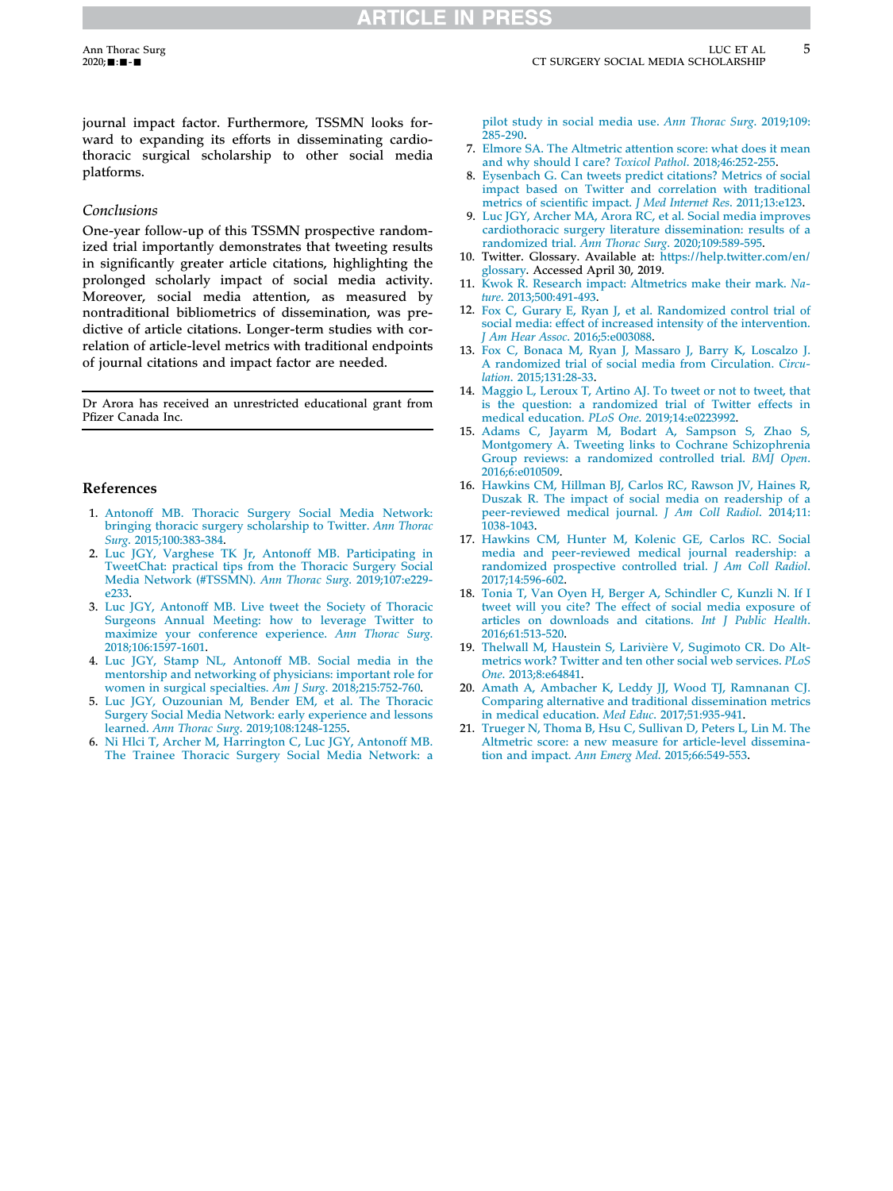journal impact factor. Furthermore, TSSMN looks forward to expanding its efforts in disseminating cardiothoracic surgical scholarship to other social media platforms.

### Conclusions

One-year follow-up of this TSSMN prospective randomized trial importantly demonstrates that tweeting results in significantly greater article citations, highlighting the prolonged scholarly impact of social media activity. Moreover, social media attention, as measured by nontraditional bibliometrics of dissemination, was predictive of article citations. Longer-term studies with correlation of article-level metrics with traditional endpoints of journal citations and impact factor are needed.

---

Dr Arora has received an unrestricted educational grant from Pfizer Canada Inc.

---

## References

1. Antonoff MB. Thoracic Surgery Social Media Network: bringing thoracic surgery scholarship to Twitter. *Ann Thorac Surg*. 2015;100:383-384.
2. Luc JGY, Varghese TK Jr, Antonoff MB. Participating in TweetChat: practical tips from the Thoracic Surgery Social Media Network (#TSSMN). *Ann Thorac Surg*. 2019;107:e229-e233.
3. Luc JGY, Antonoff MB. Live tweet the Society of Thoracic Surgeons Annual Meeting: how to leverage Twitter to maximize your conference experience. *Ann Thorac Surg*. 2018;106:1597-1601.
4. Luc JGY, Stamp NL, Antonoff MB. Social media in the mentorship and networking of physicians: important role for women in surgical specialties. *Am J Surg*. 2018;215:752-760.
5. Luc JGY, Ouzounian M, Bender EM, et al. The Thoracic Surgery Social Media Network: early experience and lessons learned. *Ann Thorac Surg*. 2019;108:1248-1255.
6. Ni Hlci T, Archer M, Harrington C, Luc JGY, Antonoff MB. The Trainee Thoracic Surgery Social Media Network: a pilot study in social media use. *Ann Thorac Surg*. 2019;109:285-290.
7. Elmore SA. The Altmetric attention score: what does it mean and why should I care? *Toxicol Pathol*. 2018;46:252-255.
8. Eysenbach G. Can tweets predict citations? Metrics of social impact based on Twitter and correlation with traditional metrics of scientific impact. *J Med Internet Res*. 2011;13:e123.
9. Luc JGY, Archer MA, Arora RC, et al. Social media improves cardiothoracic surgery literature dissemination: results of a randomized trial. *Ann Thorac Surg*. 2020;109:589-595.
10. Twitter. Glossary. Available at: https://help.twitter.com/en/glossary. Accessed April 30, 2019.
11. Kwok R. Research impact: Altmetrics make their mark. *Nature*. 2013;500:491-493.
12. Fox C, Gurary E, Ryan J, et al. Randomized control trial of social media: effect of increased intensity of the intervention. *J Am Hear Assoc*. 2016;5:e003088.
13. Fox C, Bonaca M, Ryan J, Massaro J, Barry K, Loscalzo J. A randomized trial of social media from Circulation. *Circulation*. 2015;131:28-33.
14. Maggio L, Leroux T, Artino AJ. To tweet or not to tweet, that is the question: a randomized trial of Twitter effects in medical education. *PLoS One*. 2019;14:e0223992.
15. Adams C, Jayarm M, Bodart A, Sampson S, Zhao S, Montgomery A. Tweeting links to Cochrane Schizophrenia Group reviews: a randomized controlled trial. *BMJ Open*. 2016;6:e010509.
16. Hawkins CM, Hillman BJ, Carlos RC, Rawson JV, Haines R, Duszak R. The impact of social media on readership of a peer-reviewed medical journal. *J Am Coll Radiol*. 2014;11:1038-1043.
17. Hawkins CM, Hunter M, Kolenic GE, Carlos RC. Social media and peer-reviewed medical journal readership: a randomized prospective controlled trial. *J Am Coll Radiol*. 2017;14:596-602.
18. Tonia T, Van Oyen H, Berger A, Schindler C, Kunzli N. If I tweet will you cite? The effect of social media exposure of articles on downloads and citations. *Int J Public Health*. 2016;61:513-520.
19. Thelwall M, Haustein S, Larivière V, Sugimoto CR. Do Altmetrics work? Twitter and ten other social web services. *PLoS One*. 2013;8:e64841.
20. Amath A, Ambacher K, Leddy JJ, Wood TJ, Ramnanan CJ. Comparing alternative and traditional dissemination metrics in medical education. *Med Educ*. 2017;51:935-941.
21. Trueger N, Thoma B, Hsu C, Sullivan D, Peters L, Lin M. The Altmetric score: a new measure for article-level dissemination and impact. *Ann Emerg Med*. 2015;66:549-553.